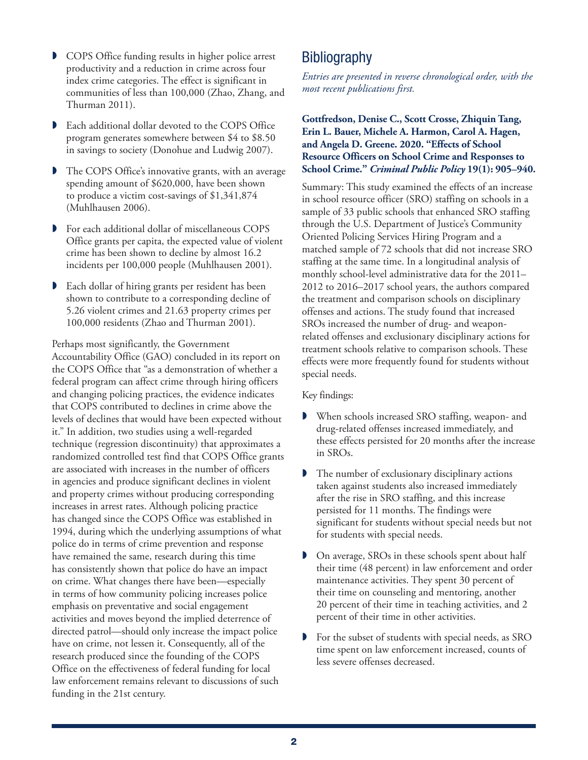- COPS Office funding results in higher police arrest productivity and a reduction in crime across four index crime categories. The effect is significant in communities of less than 100,000 (Zhao, Zhang, and Thurman 2011).
- Each additional dollar devoted to the COPS Office program generates somewhere between $4 to $8.50 in savings to society (Donohue and Ludwig 2007).
- The COPS Office's innovative grants, with an average spending amount of $620,000, have been shown to produce a victim cost-savings of $1,341,874 (Muhlhausen 2006).
- For each additional dollar of miscellaneous COPS Office grants per capita, the expected value of violent crime has been shown to decline by almost 16.2 incidents per 100,000 people (Muhlhausen 2001).
- Each dollar of hiring grants per resident has been shown to contribute to a corresponding decline of 5.26 violent crimes and 21.63 property crimes per 100,000 residents (Zhao and Thurman 2001).

Perhaps most significantly, the Government Accountability Office (GAO) concluded in its report on the COPS Office that "as a demonstration of whether a federal program can affect crime through hiring officers and changing policing practices, the evidence indicates that COPS contributed to declines in crime above the levels of declines that would have been expected without it." In addition, two studies using a well-regarded technique (regression discontinuity) that approximates a randomized controlled test find that COPS Office grants are associated with increases in the number of officers in agencies and produce significant declines in violent and property crimes without producing corresponding increases in arrest rates. Although policing practice has changed since the COPS Office was established in 1994, during which the underlying assumptions of what police do in terms of crime prevention and response have remained the same, research during this time has consistently shown that police do have an impact on crime. What changes there have been—especially in terms of how community policing increases police emphasis on preventative and social engagement activities and moves beyond the implied deterrence of directed patrol—should only increase the impact police have on crime, not lessen it. Consequently, all of the research produced since the founding of the COPS Office on the effectiveness of federal funding for local law enforcement remains relevant to discussions of such funding in the 21st century.

# Bibliography

*Entries are presented in reverse chronological order, with the most recent publications first.*

**Gottfredson, Denise C., Scott Crosse, Zhiquin Tang, Erin L. Bauer, Michele A. Harmon, Carol A. Hagen, and Angela D. Greene. 2020. "Effects of School Resource Officers on School Crime and Responses to School Crime."** ***Criminal Public Policy*** **19(1): 905–940.**

Summary: This study examined the effects of an increase in school resource officer (SRO) staffing on schools in a sample of 33 public schools that enhanced SRO staffing through the U.S. Department of Justice's Community Oriented Policing Services Hiring Program and a matched sample of 72 schools that did not increase SRO staffing at the same time. In a longitudinal analysis of monthly school-level administrative data for the 2011–2012 to 2016–2017 school years, the authors compared the treatment and comparison schools on disciplinary offenses and actions. The study found that increased SROs increased the number of drug- and weapon-related offenses and exclusionary disciplinary actions for treatment schools relative to comparison schools. These effects were more frequently found for students without special needs.

Key findings:

- When schools increased SRO staffing, weapon- and drug-related offenses increased immediately, and these effects persisted for 20 months after the increase in SROs.
- The number of exclusionary disciplinary actions taken against students also increased immediately after the rise in SRO staffing, and this increase persisted for 11 months. The findings were significant for students without special needs but not for students with special needs.
- On average, SROs in these schools spent about half their time (48 percent) in law enforcement and order maintenance activities. They spent 30 percent of their time on counseling and mentoring, another 20 percent of their time in teaching activities, and 2 percent of their time in other activities.
- For the subset of students with special needs, as SRO time spent on law enforcement increased, counts of less severe offenses decreased.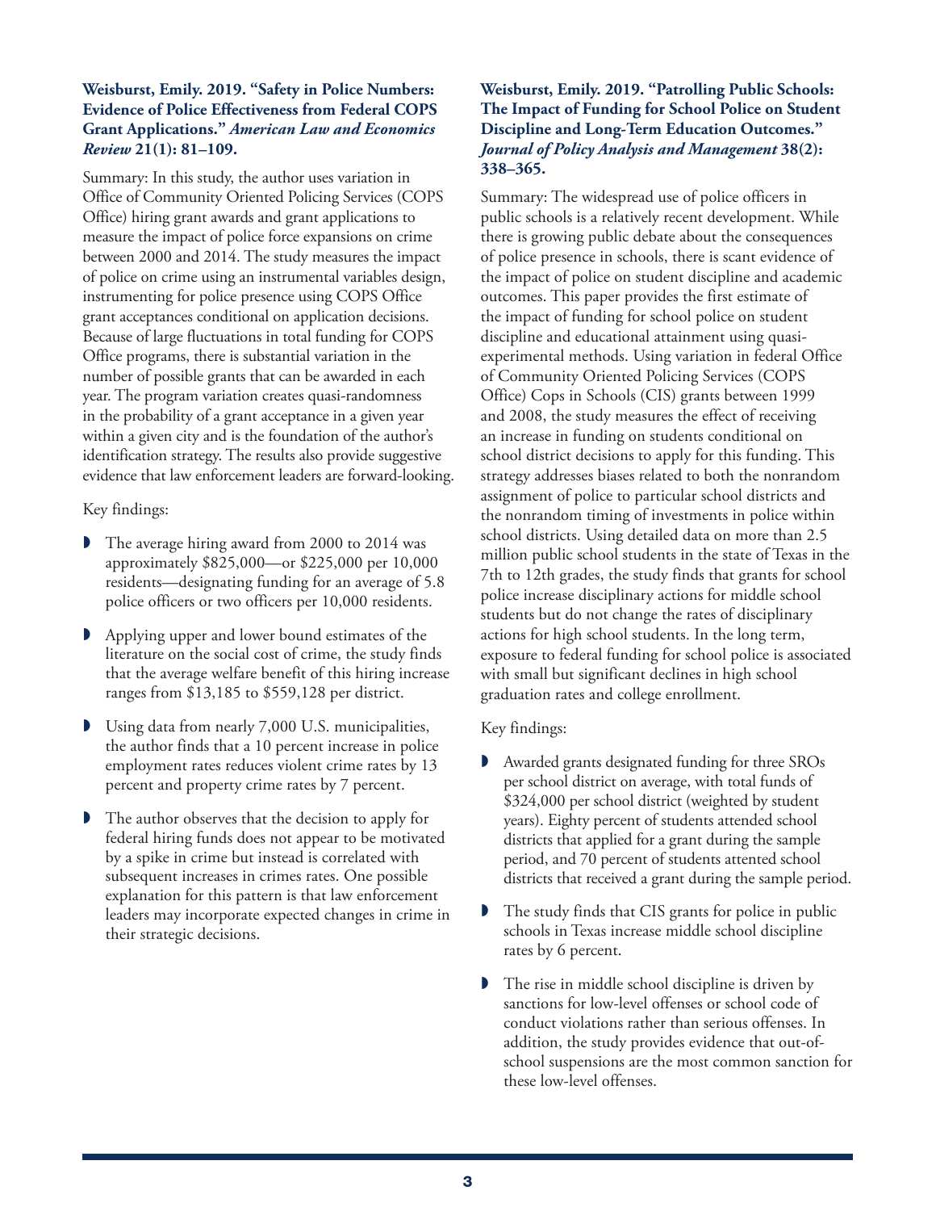**Weisburst, Emily. 2019. "Safety in Police Numbers: Evidence of Police Effectiveness from Federal COPS Grant Applications."** ***American Law and Economics Review*** **21(1): 81–109.**

Summary: In this study, the author uses variation in Office of Community Oriented Policing Services (COPS Office) hiring grant awards and grant applications to measure the impact of police force expansions on crime between 2000 and 2014. The study measures the impact of police on crime using an instrumental variables design, instrumenting for police presence using COPS Office grant acceptances conditional on application decisions. Because of large fluctuations in total funding for COPS Office programs, there is substantial variation in the number of possible grants that can be awarded in each year. The program variation creates quasi-randomness in the probability of a grant acceptance in a given year within a given city and is the foundation of the author's identification strategy. The results also provide suggestive evidence that law enforcement leaders are forward-looking.

Key findings:

- The average hiring award from 2000 to 2014 was approximately \$825,000—or \$225,000 per 10,000 residents—designating funding for an average of 5.8 police officers or two officers per 10,000 residents.
- Applying upper and lower bound estimates of the literature on the social cost of crime, the study finds that the average welfare benefit of this hiring increase ranges from \$13,185 to \$559,128 per district.
- Using data from nearly 7,000 U.S. municipalities, the author finds that a 10 percent increase in police employment rates reduces violent crime rates by 13 percent and property crime rates by 7 percent.
- The author observes that the decision to apply for federal hiring funds does not appear to be motivated by a spike in crime but instead is correlated with subsequent increases in crimes rates. One possible explanation for this pattern is that law enforcement leaders may incorporate expected changes in crime in their strategic decisions.

**Weisburst, Emily. 2019. "Patrolling Public Schools: The Impact of Funding for School Police on Student Discipline and Long-Term Education Outcomes."** ***Journal of Policy Analysis and Management*** **38(2): 338–365.**

Summary: The widespread use of police officers in public schools is a relatively recent development. While there is growing public debate about the consequences of police presence in schools, there is scant evidence of the impact of police on student discipline and academic outcomes. This paper provides the first estimate of the impact of funding for school police on student discipline and educational attainment using quasi-experimental methods. Using variation in federal Office of Community Oriented Policing Services (COPS Office) Cops in Schools (CIS) grants between 1999 and 2008, the study measures the effect of receiving an increase in funding on students conditional on school district decisions to apply for this funding. This strategy addresses biases related to both the nonrandom assignment of police to particular school districts and the nonrandom timing of investments in police within school districts. Using detailed data on more than 2.5 million public school students in the state of Texas in the 7th to 12th grades, the study finds that grants for school police increase disciplinary actions for middle school students but do not change the rates of disciplinary actions for high school students. In the long term, exposure to federal funding for school police is associated with small but significant declines in high school graduation rates and college enrollment.

Key findings:

- Awarded grants designated funding for three SROs per school district on average, with total funds of \$324,000 per school district (weighted by student years). Eighty percent of students attended school districts that applied for a grant during the sample period, and 70 percent of students attented school districts that received a grant during the sample period.
- The study finds that CIS grants for police in public schools in Texas increase middle school discipline rates by 6 percent.
- The rise in middle school discipline is driven by sanctions for low-level offenses or school code of conduct violations rather than serious offenses. In addition, the study provides evidence that out-of-school suspensions are the most common sanction for these low-level offenses.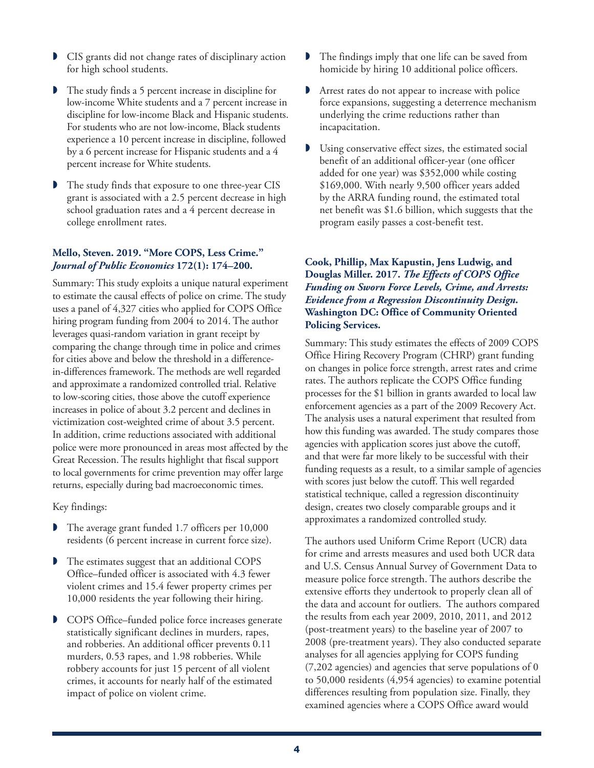- CIS grants did not change rates of disciplinary action for high school students.
- The study finds a 5 percent increase in discipline for low-income White students and a 7 percent increase in discipline for low-income Black and Hispanic students. For students who are not low-income, Black students experience a 10 percent increase in discipline, followed by a 6 percent increase for Hispanic students and a 4 percent increase for White students.
- The study finds that exposure to one three-year CIS grant is associated with a 2.5 percent decrease in high school graduation rates and a 4 percent decrease in college enrollment rates.

**Mello, Steven. 2019. "More COPS, Less Crime."** ***Journal of Public Economics*** **172(1): 174–200.**

Summary: This study exploits a unique natural experiment to estimate the causal effects of police on crime. The study uses a panel of 4,327 cities who applied for COPS Office hiring program funding from 2004 to 2014. The author leverages quasi-random variation in grant receipt by comparing the change through time in police and crimes for cities above and below the threshold in a difference-in-differences framework. The methods are well regarded and approximate a randomized controlled trial. Relative to low-scoring cities, those above the cutoff experience increases in police of about 3.2 percent and declines in victimization cost-weighted crime of about 3.5 percent. In addition, crime reductions associated with additional police were more pronounced in areas most affected by the Great Recession. The results highlight that fiscal support to local governments for crime prevention may offer large returns, especially during bad macroeconomic times.

Key findings:

- The average grant funded 1.7 officers per 10,000 residents (6 percent increase in current force size).
- The estimates suggest that an additional COPS Office–funded officer is associated with 4.3 fewer violent crimes and 15.4 fewer property crimes per 10,000 residents the year following their hiring.
- COPS Office–funded police force increases generate statistically significant declines in murders, rapes, and robberies. An additional officer prevents 0.11 murders, 0.53 rapes, and 1.98 robberies. While robbery accounts for just 15 percent of all violent crimes, it accounts for nearly half of the estimated impact of police on violent crime.
- The findings imply that one life can be saved from homicide by hiring 10 additional police officers.
- Arrest rates do not appear to increase with police force expansions, suggesting a deterrence mechanism underlying the crime reductions rather than incapacitation.
- Using conservative effect sizes, the estimated social benefit of an additional officer-year (one officer added for one year) was $352,000 while costing $169,000. With nearly 9,500 officer years added by the ARRA funding round, the estimated total net benefit was $1.6 billion, which suggests that the program easily passes a cost-benefit test.

**Cook, Phillip, Max Kapustin, Jens Ludwig, and Douglas Miller. 2017.** ***The Effects of COPS Office Funding on Sworn Force Levels, Crime, and Arrests: Evidence from a Regression Discontinuity Design.*** **Washington DC: Office of Community Oriented Policing Services.**

Summary: This study estimates the effects of 2009 COPS Office Hiring Recovery Program (CHRP) grant funding on changes in police force strength, arrest rates and crime rates. The authors replicate the COPS Office funding processes for the $1 billion in grants awarded to local law enforcement agencies as a part of the 2009 Recovery Act. The analysis uses a natural experiment that resulted from how this funding was awarded. The study compares those agencies with application scores just above the cutoff, and that were far more likely to be successful with their funding requests as a result, to a similar sample of agencies with scores just below the cutoff. This well regarded statistical technique, called a regression discontinuity design, creates two closely comparable groups and it approximates a randomized controlled study.

The authors used Uniform Crime Report (UCR) data for crime and arrests measures and used both UCR data and U.S. Census Annual Survey of Government Data to measure police force strength. The authors describe the extensive efforts they undertook to properly clean all of the data and account for outliers. The authors compared the results from each year 2009, 2010, 2011, and 2012 (post-treatment years) to the baseline year of 2007 to 2008 (pre-treatment years). They also conducted separate analyses for all agencies applying for COPS funding (7,202 agencies) and agencies that serve populations of 0 to 50,000 residents (4,954 agencies) to examine potential differences resulting from population size. Finally, they examined agencies where a COPS Office award would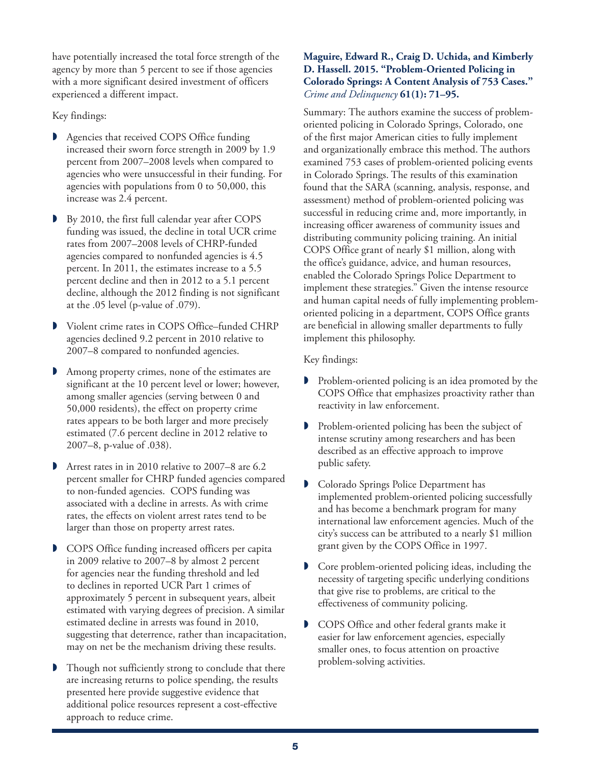have potentially increased the total force strength of the agency by more than 5 percent to see if those agencies with a more significant desired investment of officers experienced a different impact.

Key findings:

- Agencies that received COPS Office funding increased their sworn force strength in 2009 by 1.9 percent from 2007–2008 levels when compared to agencies who were unsuccessful in their funding. For agencies with populations from 0 to 50,000, this increase was 2.4 percent.
- By 2010, the first full calendar year after COPS funding was issued, the decline in total UCR crime rates from 2007–2008 levels of CHRP-funded agencies compared to nonfunded agencies is 4.5 percent. In 2011, the estimates increase to a 5.5 percent decline and then in 2012 to a 5.1 percent decline, although the 2012 finding is not significant at the .05 level (p-value of .079).
- Violent crime rates in COPS Office–funded CHRP agencies declined 9.2 percent in 2010 relative to 2007–8 compared to nonfunded agencies.
- Among property crimes, none of the estimates are significant at the 10 percent level or lower; however, among smaller agencies (serving between 0 and 50,000 residents), the effect on property crime rates appears to be both larger and more precisely estimated (7.6 percent decline in 2012 relative to 2007–8, p-value of .038).
- Arrest rates in in 2010 relative to 2007–8 are 6.2 percent smaller for CHRP funded agencies compared to non-funded agencies. COPS funding was associated with a decline in arrests. As with crime rates, the effects on violent arrest rates tend to be larger than those on property arrest rates.
- COPS Office funding increased officers per capita in 2009 relative to 2007–8 by almost 2 percent for agencies near the funding threshold and led to declines in reported UCR Part 1 crimes of approximately 5 percent in subsequent years, albeit estimated with varying degrees of precision. A similar estimated decline in arrests was found in 2010, suggesting that deterrence, rather than incapacitation, may on net be the mechanism driving these results.
- Though not sufficiently strong to conclude that there are increasing returns to police spending, the results presented here provide suggestive evidence that additional police resources represent a cost-effective approach to reduce crime.

**Maguire, Edward R., Craig D. Uchida, and Kimberly D. Hassell. 2015. "Problem-Oriented Policing in Colorado Springs: A Content Analysis of 753 Cases."** ***Crime and Delinquency*** **61(1): 71–95.**

Summary: The authors examine the success of problem-oriented policing in Colorado Springs, Colorado, one of the first major American cities to fully implement and organizationally embrace this method. The authors examined 753 cases of problem-oriented policing events in Colorado Springs. The results of this examination found that the SARA (scanning, analysis, response, and assessment) method of problem-oriented policing was successful in reducing crime and, more importantly, in increasing officer awareness of community issues and distributing community policing training. An initial COPS Office grant of nearly $1 million, along with the office's guidance, advice, and human resources, enabled the Colorado Springs Police Department to implement these strategies." Given the intense resource and human capital needs of fully implementing problem-oriented policing in a department, COPS Office grants are beneficial in allowing smaller departments to fully implement this philosophy.

Key findings:

- Problem-oriented policing is an idea promoted by the COPS Office that emphasizes proactivity rather than reactivity in law enforcement.
- Problem-oriented policing has been the subject of intense scrutiny among researchers and has been described as an effective approach to improve public safety.
- Colorado Springs Police Department has implemented problem-oriented policing successfully and has become a benchmark program for many international law enforcement agencies. Much of the city's success can be attributed to a nearly $1 million grant given by the COPS Office in 1997.
- Core problem-oriented policing ideas, including the necessity of targeting specific underlying conditions that give rise to problems, are critical to the effectiveness of community policing.
- COPS Office and other federal grants make it easier for law enforcement agencies, especially smaller ones, to focus attention on proactive problem-solving activities.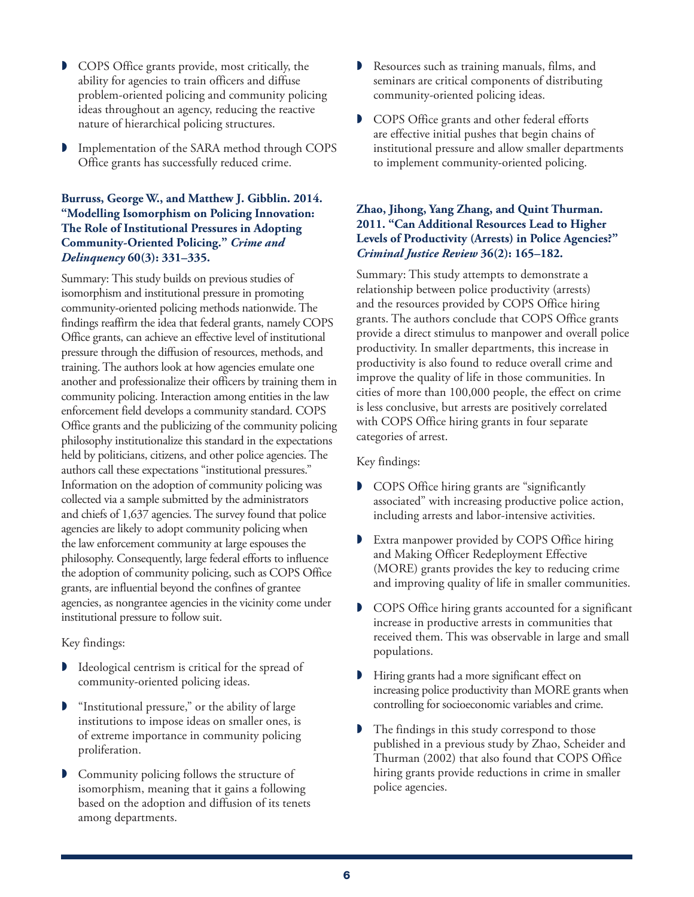- COPS Office grants provide, most critically, the ability for agencies to train officers and diffuse problem-oriented policing and community policing ideas throughout an agency, reducing the reactive nature of hierarchical policing structures.
- Implementation of the SARA method through COPS Office grants has successfully reduced crime.

**Burruss, George W., and Matthew J. Gibblin. 2014. "Modelling Isomorphism on Policing Innovation: The Role of Institutional Pressures in Adopting Community-Oriented Policing."** ***Crime and Delinquency*** **60(3): 331–335.**

Summary: This study builds on previous studies of isomorphism and institutional pressure in promoting community-oriented policing methods nationwide. The findings reaffirm the idea that federal grants, namely COPS Office grants, can achieve an effective level of institutional pressure through the diffusion of resources, methods, and training. The authors look at how agencies emulate one another and professionalize their officers by training them in community policing. Interaction among entities in the law enforcement field develops a community standard. COPS Office grants and the publicizing of the community policing philosophy institutionalize this standard in the expectations held by politicians, citizens, and other police agencies. The authors call these expectations "institutional pressures." Information on the adoption of community policing was collected via a sample submitted by the administrators and chiefs of 1,637 agencies. The survey found that police agencies are likely to adopt community policing when the law enforcement community at large espouses the philosophy. Consequently, large federal efforts to influence the adoption of community policing, such as COPS Office grants, are influential beyond the confines of grantee agencies, as nongrantee agencies in the vicinity come under institutional pressure to follow suit.

Key findings:

- Ideological centrism is critical for the spread of community-oriented policing ideas.
- "Institutional pressure," or the ability of large institutions to impose ideas on smaller ones, is of extreme importance in community policing proliferation.
- Community policing follows the structure of isomorphism, meaning that it gains a following based on the adoption and diffusion of its tenets among departments.
- Resources such as training manuals, films, and seminars are critical components of distributing community-oriented policing ideas.
- COPS Office grants and other federal efforts are effective initial pushes that begin chains of institutional pressure and allow smaller departments to implement community-oriented policing.

**Zhao, Jihong, Yang Zhang, and Quint Thurman. 2011. "Can Additional Resources Lead to Higher Levels of Productivity (Arrests) in Police Agencies?"** ***Criminal Justice Review*** **36(2): 165–182.**

Summary: This study attempts to demonstrate a relationship between police productivity (arrests) and the resources provided by COPS Office hiring grants. The authors conclude that COPS Office grants provide a direct stimulus to manpower and overall police productivity. In smaller departments, this increase in productivity is also found to reduce overall crime and improve the quality of life in those communities. In cities of more than 100,000 people, the effect on crime is less conclusive, but arrests are positively correlated with COPS Office hiring grants in four separate categories of arrest.

Key findings:

- COPS Office hiring grants are "significantly associated" with increasing productive police action, including arrests and labor-intensive activities.
- Extra manpower provided by COPS Office hiring and Making Officer Redeployment Effective (MORE) grants provides the key to reducing crime and improving quality of life in smaller communities.
- COPS Office hiring grants accounted for a significant increase in productive arrests in communities that received them. This was observable in large and small populations.
- Hiring grants had a more significant effect on increasing police productivity than MORE grants when controlling for socioeconomic variables and crime.
- The findings in this study correspond to those published in a previous study by Zhao, Scheider and Thurman (2002) that also found that COPS Office hiring grants provide reductions in crime in smaller police agencies.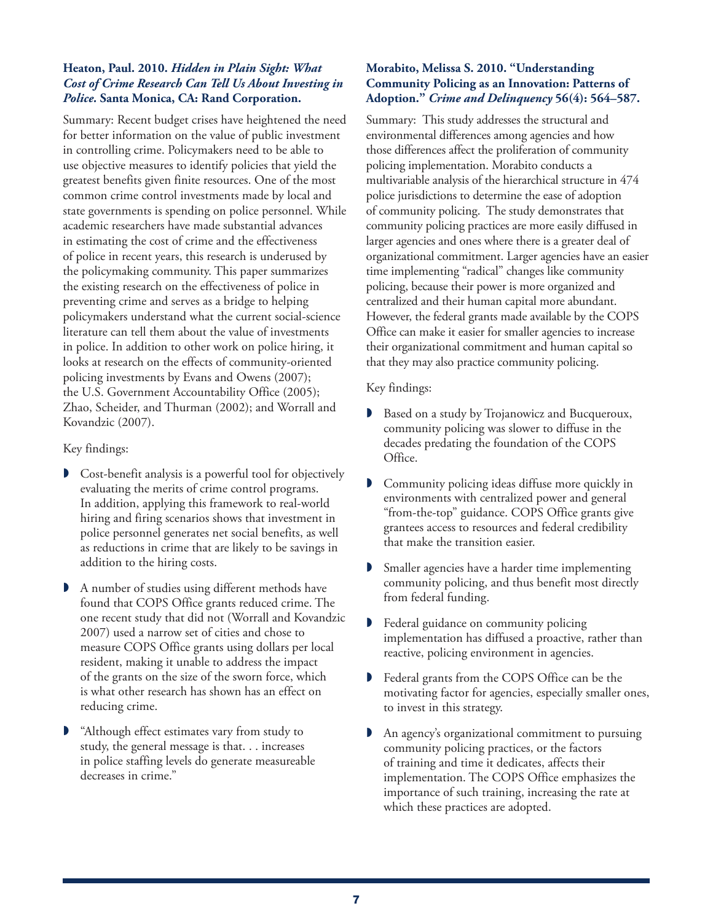**Heaton, Paul. 2010. *Hidden in Plain Sight: What Cost of Crime Research Can Tell Us About Investing in Police*. Santa Monica, CA: Rand Corporation.**

Summary: Recent budget crises have heightened the need for better information on the value of public investment in controlling crime. Policymakers need to be able to use objective measures to identify policies that yield the greatest benefits given finite resources. One of the most common crime control investments made by local and state governments is spending on police personnel. While academic researchers have made substantial advances in estimating the cost of crime and the effectiveness of police in recent years, this research is underused by the policymaking community. This paper summarizes the existing research on the effectiveness of police in preventing crime and serves as a bridge to helping policymakers understand what the current social-science literature can tell them about the value of investments in police. In addition to other work on police hiring, it looks at research on the effects of community-oriented policing investments by Evans and Owens (2007); the U.S. Government Accountability Office (2005); Zhao, Scheider, and Thurman (2002); and Worrall and Kovandzic (2007).

Key findings:

- Cost-benefit analysis is a powerful tool for objectively evaluating the merits of crime control programs. In addition, applying this framework to real-world hiring and firing scenarios shows that investment in police personnel generates net social benefits, as well as reductions in crime that are likely to be savings in addition to the hiring costs.
- A number of studies using different methods have found that COPS Office grants reduced crime. The one recent study that did not (Worrall and Kovandzic 2007) used a narrow set of cities and chose to measure COPS Office grants using dollars per local resident, making it unable to address the impact of the grants on the size of the sworn force, which is what other research has shown has an effect on reducing crime.
- "Although effect estimates vary from study to study, the general message is that. . . increases in police staffing levels do generate measureable decreases in crime."

**Morabito, Melissa S. 2010. "Understanding Community Policing as an Innovation: Patterns of Adoption." *Crime and Delinquency* 56(4): 564–587.**

Summary: This study addresses the structural and environmental differences among agencies and how those differences affect the proliferation of community policing implementation. Morabito conducts a multivariable analysis of the hierarchical structure in 474 police jurisdictions to determine the ease of adoption of community policing. The study demonstrates that community policing practices are more easily diffused in larger agencies and ones where there is a greater deal of organizational commitment. Larger agencies have an easier time implementing "radical" changes like community policing, because their power is more organized and centralized and their human capital more abundant. However, the federal grants made available by the COPS Office can make it easier for smaller agencies to increase their organizational commitment and human capital so that they may also practice community policing.

Key findings:

- Based on a study by Trojanowicz and Bucqueroux, community policing was slower to diffuse in the decades predating the foundation of the COPS Office.
- Community policing ideas diffuse more quickly in environments with centralized power and general "from-the-top" guidance. COPS Office grants give grantees access to resources and federal credibility that make the transition easier.
- Smaller agencies have a harder time implementing community policing, and thus benefit most directly from federal funding.
- Federal guidance on community policing implementation has diffused a proactive, rather than reactive, policing environment in agencies.
- Federal grants from the COPS Office can be the motivating factor for agencies, especially smaller ones, to invest in this strategy.
- An agency's organizational commitment to pursuing community policing practices, or the factors of training and time it dedicates, affects their implementation. The COPS Office emphasizes the importance of such training, increasing the rate at which these practices are adopted.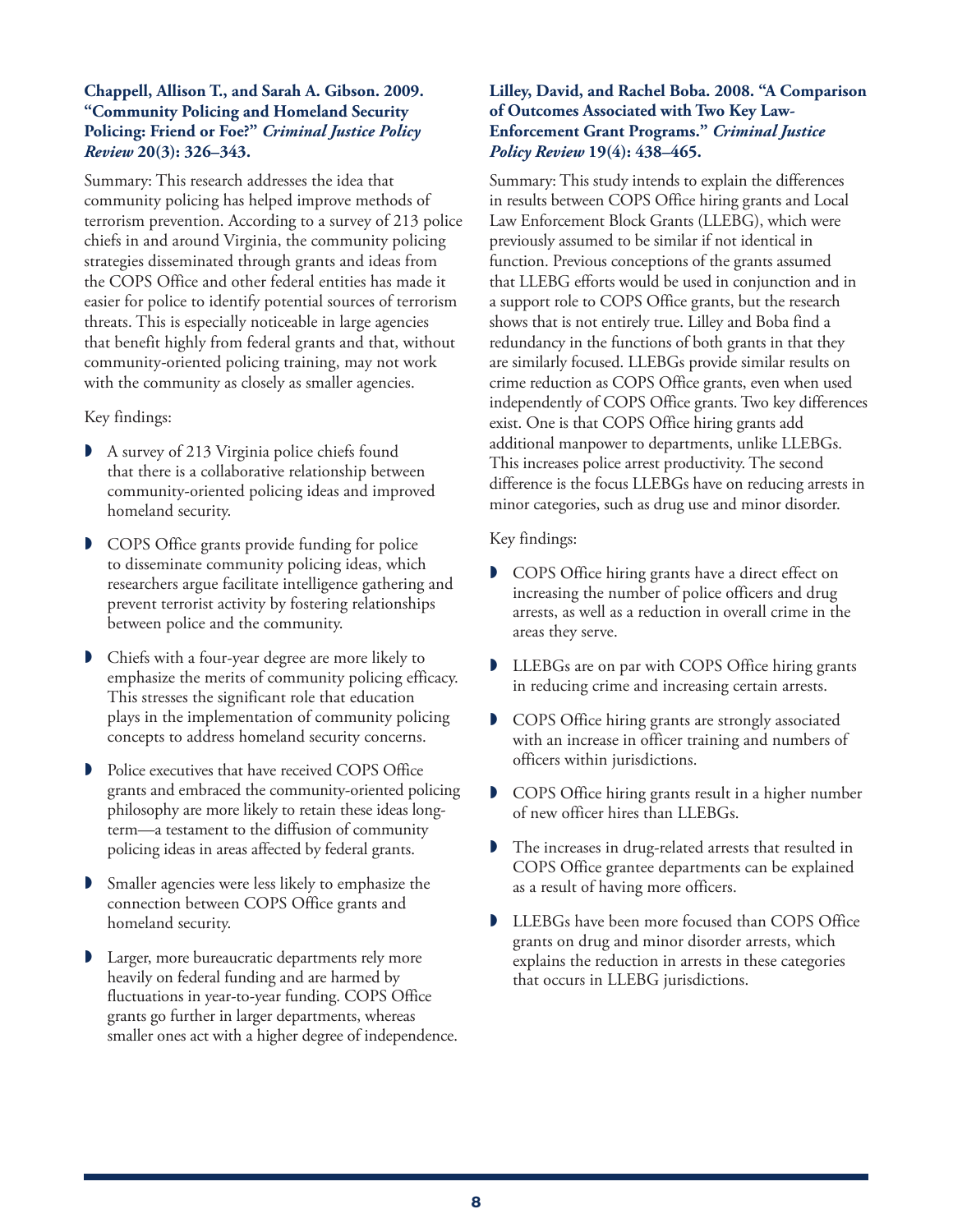**Chappell, Allison T., and Sarah A. Gibson. 2009. "Community Policing and Homeland Security Policing: Friend or Foe?" *Criminal Justice Policy Review* 20(3): 326–343.**

Summary: This research addresses the idea that community policing has helped improve methods of terrorism prevention. According to a survey of 213 police chiefs in and around Virginia, the community policing strategies disseminated through grants and ideas from the COPS Office and other federal entities has made it easier for police to identify potential sources of terrorism threats. This is especially noticeable in large agencies that benefit highly from federal grants and that, without community-oriented policing training, may not work with the community as closely as smaller agencies.

Key findings:

- A survey of 213 Virginia police chiefs found that there is a collaborative relationship between community-oriented policing ideas and improved homeland security.
- COPS Office grants provide funding for police to disseminate community policing ideas, which researchers argue facilitate intelligence gathering and prevent terrorist activity by fostering relationships between police and the community.
- Chiefs with a four-year degree are more likely to emphasize the merits of community policing efficacy. This stresses the significant role that education plays in the implementation of community policing concepts to address homeland security concerns.
- Police executives that have received COPS Office grants and embraced the community-oriented policing philosophy are more likely to retain these ideas long-term—a testament to the diffusion of community policing ideas in areas affected by federal grants.
- Smaller agencies were less likely to emphasize the connection between COPS Office grants and homeland security.
- Larger, more bureaucratic departments rely more heavily on federal funding and are harmed by fluctuations in year-to-year funding. COPS Office grants go further in larger departments, whereas smaller ones act with a higher degree of independence.

**Lilley, David, and Rachel Boba. 2008. "A Comparison of Outcomes Associated with Two Key Law-Enforcement Grant Programs." *Criminal Justice Policy Review* 19(4): 438–465.**

Summary: This study intends to explain the differences in results between COPS Office hiring grants and Local Law Enforcement Block Grants (LLEBG), which were previously assumed to be similar if not identical in function. Previous conceptions of the grants assumed that LLEBG efforts would be used in conjunction and in a support role to COPS Office grants, but the research shows that is not entirely true. Lilley and Boba find a redundancy in the functions of both grants in that they are similarly focused. LLEBGs provide similar results on crime reduction as COPS Office grants, even when used independently of COPS Office grants. Two key differences exist. One is that COPS Office hiring grants add additional manpower to departments, unlike LLEBGs. This increases police arrest productivity. The second difference is the focus LLEBGs have on reducing arrests in minor categories, such as drug use and minor disorder.

Key findings:

- COPS Office hiring grants have a direct effect on increasing the number of police officers and drug arrests, as well as a reduction in overall crime in the areas they serve.
- LLEBGs are on par with COPS Office hiring grants in reducing crime and increasing certain arrests.
- COPS Office hiring grants are strongly associated with an increase in officer training and numbers of officers within jurisdictions.
- COPS Office hiring grants result in a higher number of new officer hires than LLEBGs.
- The increases in drug-related arrests that resulted in COPS Office grantee departments can be explained as a result of having more officers.
- LLEBGs have been more focused than COPS Office grants on drug and minor disorder arrests, which explains the reduction in arrests in these categories that occurs in LLEBG jurisdictions.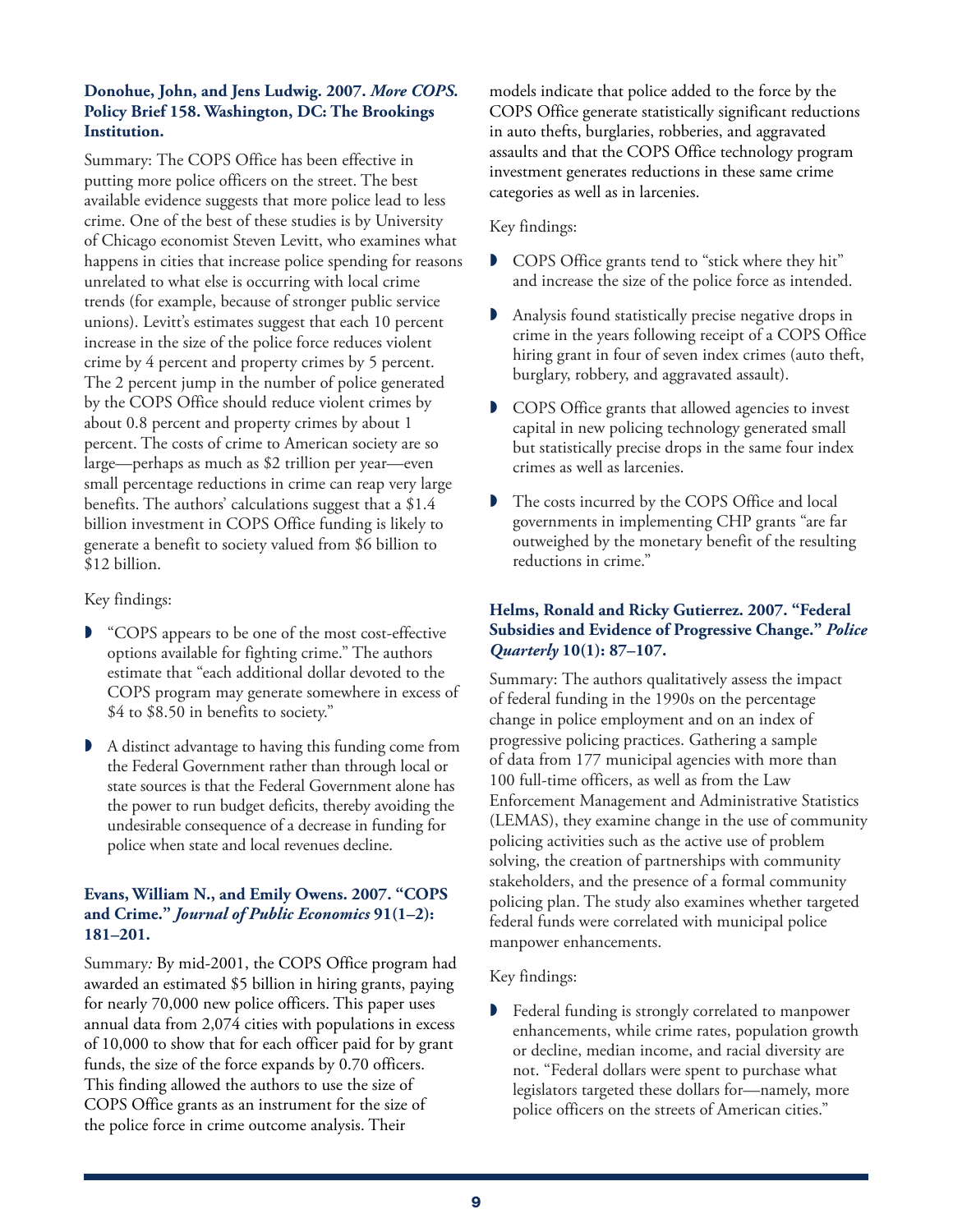**Donohue, John, and Jens Ludwig. 2007. *More COPS.* Policy Brief 158. Washington, DC: The Brookings Institution.**

Summary: The COPS Office has been effective in putting more police officers on the street. The best available evidence suggests that more police lead to less crime. One of the best of these studies is by University of Chicago economist Steven Levitt, who examines what happens in cities that increase police spending for reasons unrelated to what else is occurring with local crime trends (for example, because of stronger public service unions). Levitt's estimates suggest that each 10 percent increase in the size of the police force reduces violent crime by 4 percent and property crimes by 5 percent. The 2 percent jump in the number of police generated by the COPS Office should reduce violent crimes by about 0.8 percent and property crimes by about 1 percent. The costs of crime to American society are so large—perhaps as much as $2 trillion per year—even small percentage reductions in crime can reap very large benefits. The authors' calculations suggest that a $1.4 billion investment in COPS Office funding is likely to generate a benefit to society valued from $6 billion to $12 billion.

Key findings:

- "COPS appears to be one of the most cost-effective options available for fighting crime." The authors estimate that "each additional dollar devoted to the COPS program may generate somewhere in excess of $4 to $8.50 in benefits to society."
- A distinct advantage to having this funding come from the Federal Government rather than through local or state sources is that the Federal Government alone has the power to run budget deficits, thereby avoiding the undesirable consequence of a decrease in funding for police when state and local revenues decline.

**Evans, William N., and Emily Owens. 2007. "COPS and Crime." *Journal of Public Economics* 91(1–2): 181–201.**

Summary*:* By mid-2001, the COPS Office program had awarded an estimated $5 billion in hiring grants, paying for nearly 70,000 new police officers. This paper uses annual data from 2,074 cities with populations in excess of 10,000 to show that for each officer paid for by grant funds, the size of the force expands by 0.70 officers. This finding allowed the authors to use the size of COPS Office grants as an instrument for the size of the police force in crime outcome analysis. Their models indicate that police added to the force by the COPS Office generate statistically significant reductions in auto thefts, burglaries, robberies, and aggravated assaults and that the COPS Office technology program investment generates reductions in these same crime categories as well as in larcenies.

Key findings:

- COPS Office grants tend to "stick where they hit" and increase the size of the police force as intended.
- Analysis found statistically precise negative drops in crime in the years following receipt of a COPS Office hiring grant in four of seven index crimes (auto theft, burglary, robbery, and aggravated assault).
- COPS Office grants that allowed agencies to invest capital in new policing technology generated small but statistically precise drops in the same four index crimes as well as larcenies.
- The costs incurred by the COPS Office and local governments in implementing CHP grants "are far outweighed by the monetary benefit of the resulting reductions in crime."

**Helms, Ronald and Ricky Gutierrez. 2007. "Federal Subsidies and Evidence of Progressive Change." *Police Quarterly* 10(1): 87–107.**

Summary: The authors qualitatively assess the impact of federal funding in the 1990s on the percentage change in police employment and on an index of progressive policing practices. Gathering a sample of data from 177 municipal agencies with more than 100 full-time officers, as well as from the Law Enforcement Management and Administrative Statistics (LEMAS), they examine change in the use of community policing activities such as the active use of problem solving, the creation of partnerships with community stakeholders, and the presence of a formal community policing plan. The study also examines whether targeted federal funds were correlated with municipal police manpower enhancements.

Key findings:

- Federal funding is strongly correlated to manpower enhancements, while crime rates, population growth or decline, median income, and racial diversity are not. "Federal dollars were spent to purchase what legislators targeted these dollars for—namely, more police officers on the streets of American cities."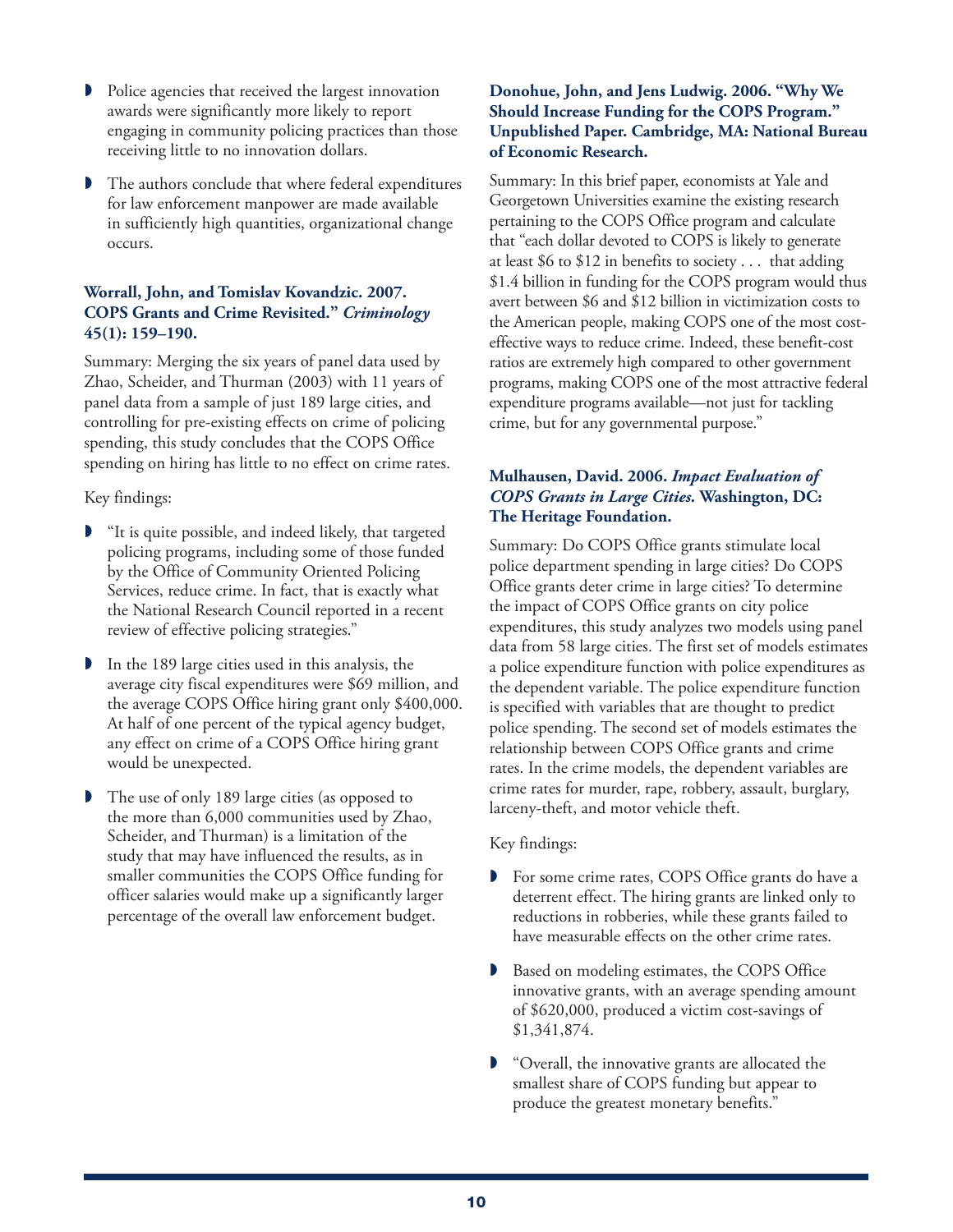- Police agencies that received the largest innovation awards were significantly more likely to report engaging in community policing practices than those receiving little to no innovation dollars.
- The authors conclude that where federal expenditures for law enforcement manpower are made available in sufficiently high quantities, organizational change occurs.

**Worrall, John, and Tomislav Kovandzic. 2007. COPS Grants and Crime Revisited." *Criminology* 45(1): 159–190.**

Summary: Merging the six years of panel data used by Zhao, Scheider, and Thurman (2003) with 11 years of panel data from a sample of just 189 large cities, and controlling for pre-existing effects on crime of policing spending, this study concludes that the COPS Office spending on hiring has little to no effect on crime rates.

Key findings:

- "It is quite possible, and indeed likely, that targeted policing programs, including some of those funded by the Office of Community Oriented Policing Services, reduce crime. In fact, that is exactly what the National Research Council reported in a recent review of effective policing strategies."
- In the 189 large cities used in this analysis, the average city fiscal expenditures were $69 million, and the average COPS Office hiring grant only $400,000. At half of one percent of the typical agency budget, any effect on crime of a COPS Office hiring grant would be unexpected.
- The use of only 189 large cities (as opposed to the more than 6,000 communities used by Zhao, Scheider, and Thurman) is a limitation of the study that may have influenced the results, as in smaller communities the COPS Office funding for officer salaries would make up a significantly larger percentage of the overall law enforcement budget.

**Donohue, John, and Jens Ludwig. 2006. "Why We Should Increase Funding for the COPS Program." Unpublished Paper. Cambridge, MA: National Bureau of Economic Research.**

Summary: In this brief paper, economists at Yale and Georgetown Universities examine the existing research pertaining to the COPS Office program and calculate that "each dollar devoted to COPS is likely to generate at least $6 to $12 in benefits to society . . . that adding $1.4 billion in funding for the COPS program would thus avert between $6 and $12 billion in victimization costs to the American people, making COPS one of the most cost-effective ways to reduce crime. Indeed, these benefit-cost ratios are extremely high compared to other government programs, making COPS one of the most attractive federal expenditure programs available—not just for tackling crime, but for any governmental purpose."

**Mulhausen, David. 2006. *Impact Evaluation of COPS Grants in Large Cities.* Washington, DC: The Heritage Foundation.**

Summary: Do COPS Office grants stimulate local police department spending in large cities? Do COPS Office grants deter crime in large cities? To determine the impact of COPS Office grants on city police expenditures, this study analyzes two models using panel data from 58 large cities. The first set of models estimates a police expenditure function with police expenditures as the dependent variable. The police expenditure function is specified with variables that are thought to predict police spending. The second set of models estimates the relationship between COPS Office grants and crime rates. In the crime models, the dependent variables are crime rates for murder, rape, robbery, assault, burglary, larceny-theft, and motor vehicle theft.

Key findings:

- For some crime rates, COPS Office grants do have a deterrent effect. The hiring grants are linked only to reductions in robberies, while these grants failed to have measurable effects on the other crime rates.
- Based on modeling estimates, the COPS Office innovative grants, with an average spending amount of $620,000, produced a victim cost-savings of $1,341,874.
- "Overall, the innovative grants are allocated the smallest share of COPS funding but appear to produce the greatest monetary benefits."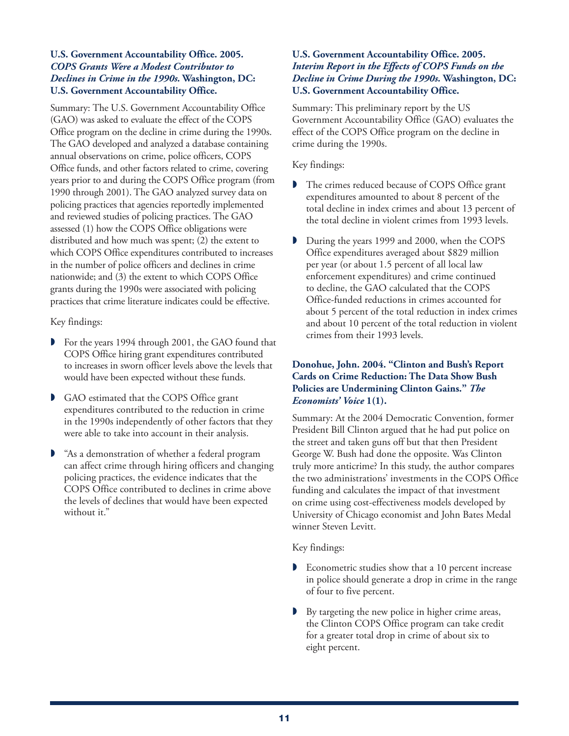**U.S. Government Accountability Office. 2005. *COPS Grants Were a Modest Contributor to Declines in Crime in the 1990s.* Washington, DC: U.S. Government Accountability Office.**

Summary: The U.S. Government Accountability Office (GAO) was asked to evaluate the effect of the COPS Office program on the decline in crime during the 1990s. The GAO developed and analyzed a database containing annual observations on crime, police officers, COPS Office funds, and other factors related to crime, covering years prior to and during the COPS Office program (from 1990 through 2001). The GAO analyzed survey data on policing practices that agencies reportedly implemented and reviewed studies of policing practices. The GAO assessed (1) how the COPS Office obligations were distributed and how much was spent; (2) the extent to which COPS Office expenditures contributed to increases in the number of police officers and declines in crime nationwide; and (3) the extent to which COPS Office grants during the 1990s were associated with policing practices that crime literature indicates could be effective.

Key findings:

- For the years 1994 through 2001, the GAO found that COPS Office hiring grant expenditures contributed to increases in sworn officer levels above the levels that would have been expected without these funds.
- GAO estimated that the COPS Office grant expenditures contributed to the reduction in crime in the 1990s independently of other factors that they were able to take into account in their analysis.
- "As a demonstration of whether a federal program can affect crime through hiring officers and changing policing practices, the evidence indicates that the COPS Office contributed to declines in crime above the levels of declines that would have been expected without it."

**U.S. Government Accountability Office. 2005. *Interim Report in the Effects of COPS Funds on the Decline in Crime During the 1990s.* Washington, DC: U.S. Government Accountability Office.**

Summary: This preliminary report by the US Government Accountability Office (GAO) evaluates the effect of the COPS Office program on the decline in crime during the 1990s.

Key findings:

- The crimes reduced because of COPS Office grant expenditures amounted to about 8 percent of the total decline in index crimes and about 13 percent of the total decline in violent crimes from 1993 levels.
- During the years 1999 and 2000, when the COPS Office expenditures averaged about $829 million per year (or about 1.5 percent of all local law enforcement expenditures) and crime continued to decline, the GAO calculated that the COPS Office-funded reductions in crimes accounted for about 5 percent of the total reduction in index crimes and about 10 percent of the total reduction in violent crimes from their 1993 levels.

**Donohue, John. 2004. "Clinton and Bush's Report Cards on Crime Reduction: The Data Show Bush Policies are Undermining Clinton Gains." *The Economists' Voice* 1(1).**

Summary: At the 2004 Democratic Convention, former President Bill Clinton argued that he had put police on the street and taken guns off but that then President George W. Bush had done the opposite. Was Clinton truly more anticrime? In this study, the author compares the two administrations' investments in the COPS Office funding and calculates the impact of that investment on crime using cost-effectiveness models developed by University of Chicago economist and John Bates Medal winner Steven Levitt.

Key findings:

- Econometric studies show that a 10 percent increase in police should generate a drop in crime in the range of four to five percent.
- By targeting the new police in higher crime areas, the Clinton COPS Office program can take credit for a greater total drop in crime of about six to eight percent.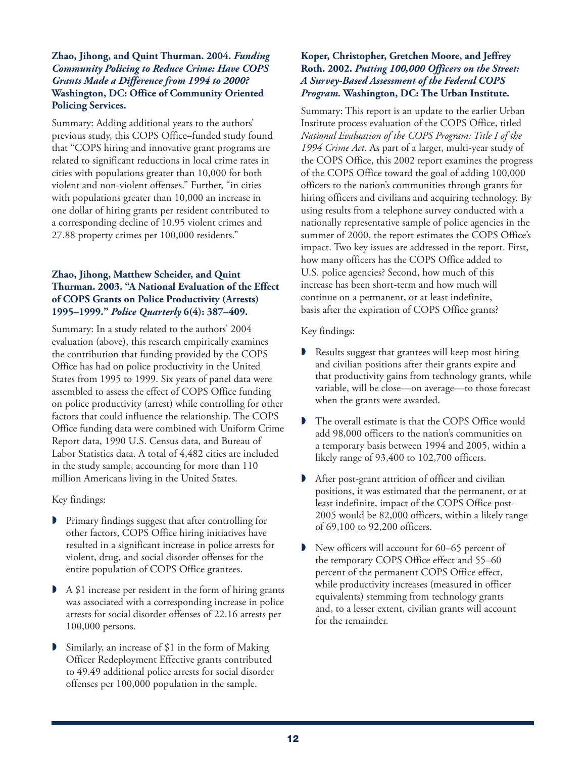**Zhao, Jihong, and Quint Thurman. 2004. *Funding Community Policing to Reduce Crime: Have COPS Grants Made a Difference from 1994 to 2000?* Washington, DC: Office of Community Oriented Policing Services.**

Summary: Adding additional years to the authors' previous study, this COPS Office–funded study found that "COPS hiring and innovative grant programs are related to significant reductions in local crime rates in cities with populations greater than 10,000 for both violent and non-violent offenses." Further, "in cities with populations greater than 10,000 an increase in one dollar of hiring grants per resident contributed to a corresponding decline of 10.95 violent crimes and 27.88 property crimes per 100,000 residents."

**Zhao, Jihong, Matthew Scheider, and Quint Thurman. 2003. "A National Evaluation of the Effect of COPS Grants on Police Productivity (Arrests) 1995–1999." *Police Quarterly* 6(4): 387–409.**

Summary: In a study related to the authors' 2004 evaluation (above), this research empirically examines the contribution that funding provided by the COPS Office has had on police productivity in the United States from 1995 to 1999. Six years of panel data were assembled to assess the effect of COPS Office funding on police productivity (arrest) while controlling for other factors that could influence the relationship. The COPS Office funding data were combined with Uniform Crime Report data, 1990 U.S. Census data, and Bureau of Labor Statistics data. A total of 4,482 cities are included in the study sample, accounting for more than 110 million Americans living in the United States.

Key findings:

- Primary findings suggest that after controlling for other factors, COPS Office hiring initiatives have resulted in a significant increase in police arrests for violent, drug, and social disorder offenses for the entire population of COPS Office grantees.
- A $1 increase per resident in the form of hiring grants was associated with a corresponding increase in police arrests for social disorder offenses of 22.16 arrests per 100,000 persons.
- Similarly, an increase of $1 in the form of Making Officer Redeployment Effective grants contributed to 49.49 additional police arrests for social disorder offenses per 100,000 population in the sample.

**Koper, Christopher, Gretchen Moore, and Jeffrey Roth. 2002. *Putting 100,000 Officers on the Street: A Survey-Based Assessment of the Federal COPS Program.* Washington, DC: The Urban Institute.**

Summary: This report is an update to the earlier Urban Institute process evaluation of the COPS Office, titled *National Evaluation of the COPS Program: Title I of the 1994 Crime Act*. As part of a larger, multi-year study of the COPS Office, this 2002 report examines the progress of the COPS Office toward the goal of adding 100,000 officers to the nation's communities through grants for hiring officers and civilians and acquiring technology. By using results from a telephone survey conducted with a nationally representative sample of police agencies in the summer of 2000, the report estimates the COPS Office's impact. Two key issues are addressed in the report. First, how many officers has the COPS Office added to U.S. police agencies? Second, how much of this increase has been short-term and how much will continue on a permanent, or at least indefinite, basis after the expiration of COPS Office grants?

Key findings:

- Results suggest that grantees will keep most hiring and civilian positions after their grants expire and that productivity gains from technology grants, while variable, will be close—on average—to those forecast when the grants were awarded.
- The overall estimate is that the COPS Office would add 98,000 officers to the nation's communities on a temporary basis between 1994 and 2005, within a likely range of 93,400 to 102,700 officers.
- After post-grant attrition of officer and civilian positions, it was estimated that the permanent, or at least indefinite, impact of the COPS Office post-2005 would be 82,000 officers, within a likely range of 69,100 to 92,200 officers.
- New officers will account for 60–65 percent of the temporary COPS Office effect and 55–60 percent of the permanent COPS Office effect, while productivity increases (measured in officer equivalents) stemming from technology grants and, to a lesser extent, civilian grants will account for the remainder.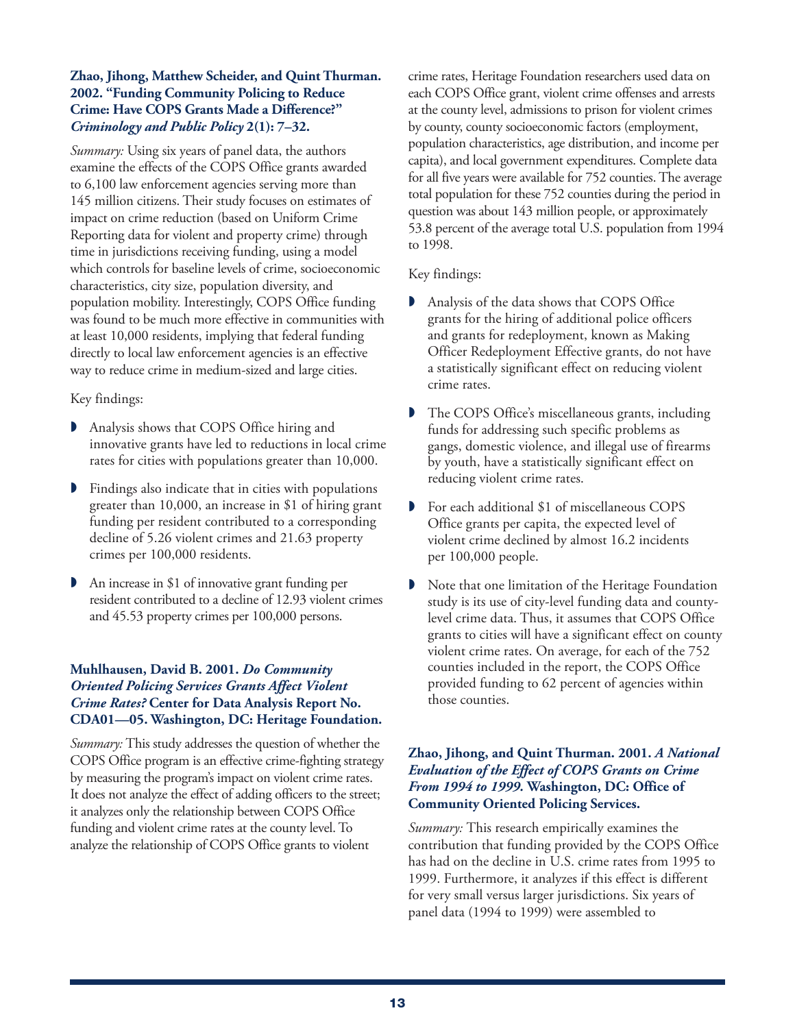**Zhao, Jihong, Matthew Scheider, and Quint Thurman. 2002. "Funding Community Policing to Reduce Crime: Have COPS Grants Made a Difference?" *Criminology and Public Policy* 2(1): 7–32.**

*Summary:* Using six years of panel data, the authors examine the effects of the COPS Office grants awarded to 6,100 law enforcement agencies serving more than 145 million citizens. Their study focuses on estimates of impact on crime reduction (based on Uniform Crime Reporting data for violent and property crime) through time in jurisdictions receiving funding, using a model which controls for baseline levels of crime, socioeconomic characteristics, city size, population diversity, and population mobility. Interestingly, COPS Office funding was found to be much more effective in communities with at least 10,000 residents, implying that federal funding directly to local law enforcement agencies is an effective way to reduce crime in medium-sized and large cities.

Key findings:

- Analysis shows that COPS Office hiring and innovative grants have led to reductions in local crime rates for cities with populations greater than 10,000.
- Findings also indicate that in cities with populations greater than 10,000, an increase in $1 of hiring grant funding per resident contributed to a corresponding decline of 5.26 violent crimes and 21.63 property crimes per 100,000 residents.
- An increase in $1 of innovative grant funding per resident contributed to a decline of 12.93 violent crimes and 45.53 property crimes per 100,000 persons.

**Muhlhausen, David B. 2001. *Do Community Oriented Policing Services Grants Affect Violent Crime Rates?* Center for Data Analysis Report No. CDA01—05. Washington, DC: Heritage Foundation.**

*Summary:* This study addresses the question of whether the COPS Office program is an effective crime-fighting strategy by measuring the program's impact on violent crime rates. It does not analyze the effect of adding officers to the street; it analyzes only the relationship between COPS Office funding and violent crime rates at the county level. To analyze the relationship of COPS Office grants to violent crime rates, Heritage Foundation researchers used data on each COPS Office grant, violent crime offenses and arrests at the county level, admissions to prison for violent crimes by county, county socioeconomic factors (employment, population characteristics, age distribution, and income per capita), and local government expenditures. Complete data for all five years were available for 752 counties. The average total population for these 752 counties during the period in question was about 143 million people, or approximately 53.8 percent of the average total U.S. population from 1994 to 1998.

Key findings:

- Analysis of the data shows that COPS Office grants for the hiring of additional police officers and grants for redeployment, known as Making Officer Redeployment Effective grants, do not have a statistically significant effect on reducing violent crime rates.
- The COPS Office's miscellaneous grants, including funds for addressing such specific problems as gangs, domestic violence, and illegal use of firearms by youth, have a statistically significant effect on reducing violent crime rates.
- For each additional $1 of miscellaneous COPS Office grants per capita, the expected level of violent crime declined by almost 16.2 incidents per 100,000 people.
- Note that one limitation of the Heritage Foundation study is its use of city-level funding data and county-level crime data. Thus, it assumes that COPS Office grants to cities will have a significant effect on county violent crime rates. On average, for each of the 752 counties included in the report, the COPS Office provided funding to 62 percent of agencies within those counties.

**Zhao, Jihong, and Quint Thurman. 2001. *A National Evaluation of the Effect of COPS Grants on Crime From 1994 to 1999.* Washington, DC: Office of Community Oriented Policing Services.**

*Summary:* This research empirically examines the contribution that funding provided by the COPS Office has had on the decline in U.S. crime rates from 1995 to 1999. Furthermore, it analyzes if this effect is different for very small versus larger jurisdictions. Six years of panel data (1994 to 1999) were assembled to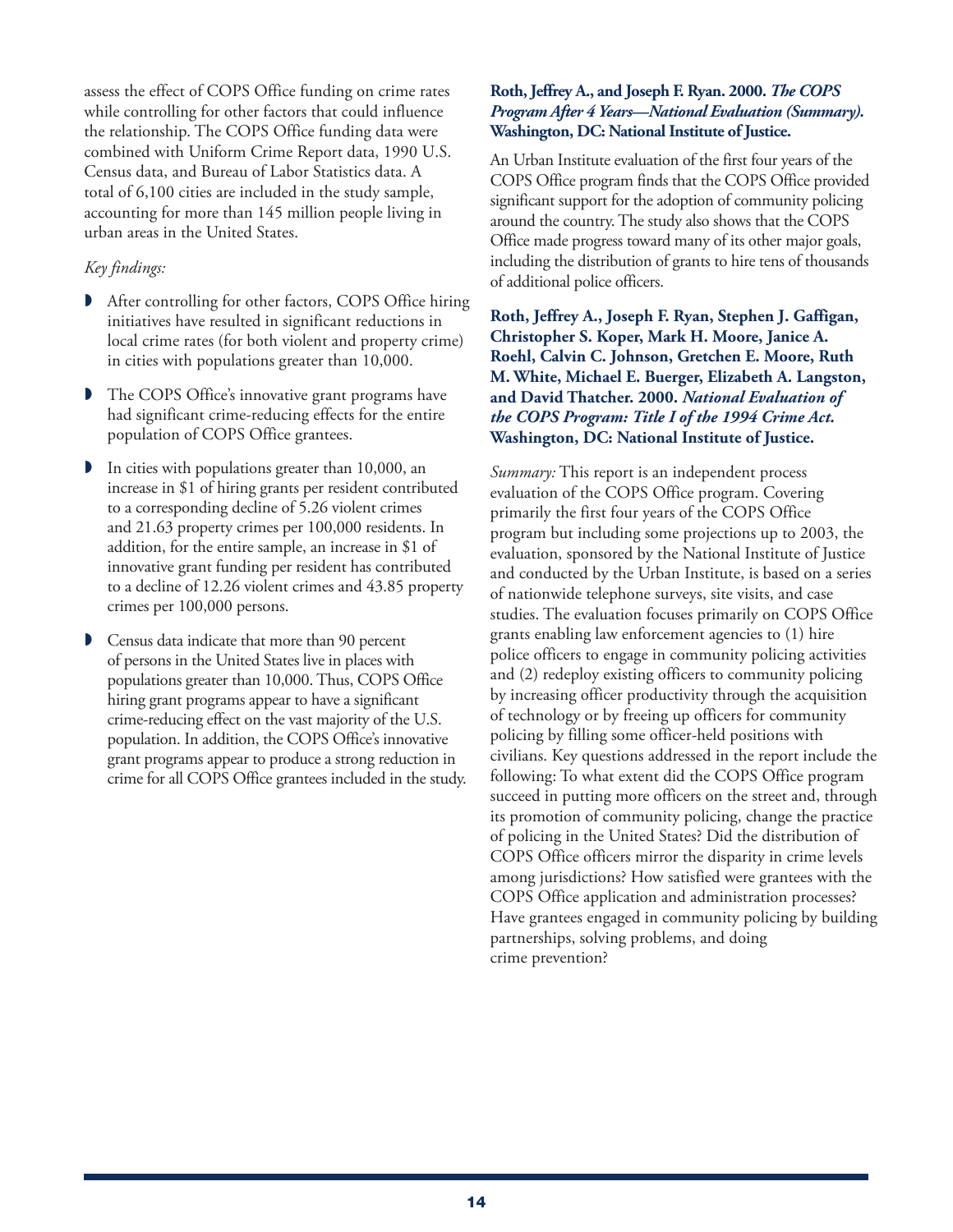assess the effect of COPS Office funding on crime rates while controlling for other factors that could influence the relationship. The COPS Office funding data were combined with Uniform Crime Report data, 1990 U.S. Census data, and Bureau of Labor Statistics data. A total of 6,100 cities are included in the study sample, accounting for more than 145 million people living in urban areas in the United States.

*Key findings:*

- After controlling for other factors, COPS Office hiring initiatives have resulted in significant reductions in local crime rates (for both violent and property crime) in cities with populations greater than 10,000.
- The COPS Office's innovative grant programs have had significant crime-reducing effects for the entire population of COPS Office grantees.
- In cities with populations greater than 10,000, an increase in $1 of hiring grants per resident contributed to a corresponding decline of 5.26 violent crimes and 21.63 property crimes per 100,000 residents. In addition, for the entire sample, an increase in $1 of innovative grant funding per resident has contributed to a decline of 12.26 violent crimes and 43.85 property crimes per 100,000 persons.
- Census data indicate that more than 90 percent of persons in the United States live in places with populations greater than 10,000. Thus, COPS Office hiring grant programs appear to have a significant crime-reducing effect on the vast majority of the U.S. population. In addition, the COPS Office's innovative grant programs appear to produce a strong reduction in crime for all COPS Office grantees included in the study.

**Roth, Jeffrey A., and Joseph F. Ryan. 2000. *The COPS Program After 4 Years—National Evaluation (Summary)*. Washington, DC: National Institute of Justice.**

An Urban Institute evaluation of the first four years of the COPS Office program finds that the COPS Office provided significant support for the adoption of community policing around the country. The study also shows that the COPS Office made progress toward many of its other major goals, including the distribution of grants to hire tens of thousands of additional police officers.

**Roth, Jeffrey A., Joseph F. Ryan, Stephen J. Gaffigan, Christopher S. Koper, Mark H. Moore, Janice A. Roehl, Calvin C. Johnson, Gretchen E. Moore, Ruth M. White, Michael E. Buerger, Elizabeth A. Langston, and David Thatcher. 2000. *National Evaluation of the COPS Program: Title I of the 1994 Crime Act*. Washington, DC: National Institute of Justice.**

*Summary:* This report is an independent process evaluation of the COPS Office program. Covering primarily the first four years of the COPS Office program but including some projections up to 2003, the evaluation, sponsored by the National Institute of Justice and conducted by the Urban Institute, is based on a series of nationwide telephone surveys, site visits, and case studies. The evaluation focuses primarily on COPS Office grants enabling law enforcement agencies to (1) hire police officers to engage in community policing activities and (2) redeploy existing officers to community policing by increasing officer productivity through the acquisition of technology or by freeing up officers for community policing by filling some officer-held positions with civilians. Key questions addressed in the report include the following: To what extent did the COPS Office program succeed in putting more officers on the street and, through its promotion of community policing, change the practice of policing in the United States? Did the distribution of COPS Office officers mirror the disparity in crime levels among jurisdictions? How satisfied were grantees with the COPS Office application and administration processes? Have grantees engaged in community policing by building partnerships, solving problems, and doing crime prevention?